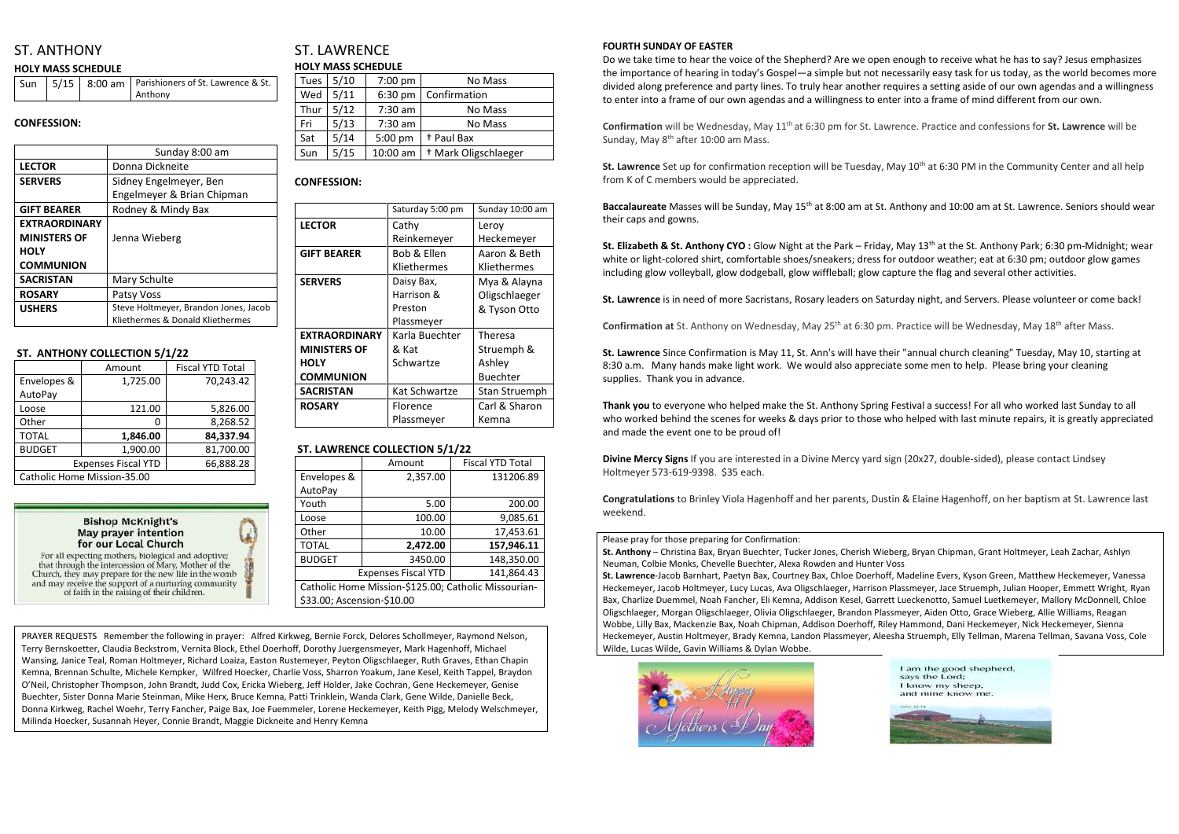# ST. ANTHONY

## HOLY MASS SCHEDULE

| Sun | 5/15 | 8:00 am | Parishioners of St. Lawrence & St. Anthony |
|---|---|---|---|

## CONFESSION:

| | Sunday 8:00 am |
|---|---|
| **LECTOR** | Donna Dickneite |
| **SERVERS** | Sidney Engelmeyer, Ben Engelmeyer & Brian Chipman |
| **GIFT BEARER** | Rodney & Mindy Bax |
| **EXTRAORDINARY MINISTERS OF HOLY COMMUNION** | Jenna Wieberg |
| **SACRISTAN** | Mary Schulte |
| **ROSARY** | Patsy Voss |
| **USHERS** | Steve Holtmeyer, Brandon Jones, Jacob Kliethermes & Donald Kliethermes |

## ST. ANTHONY COLLECTION 5/1/22

| | Amount | Fiscal YTD Total |
|---|---|---|
| Envelopes & AutoPay | 1,725.00 | 70,243.42 |
| Loose | 121.00 | 5,826.00 |
| Other | 0 | 8,268.52 |
| TOTAL | **1,846.00** | **84,337.94** |
| BUDGET | 1,900.00 | 81,700.00 |
| Expenses Fiscal YTD | | 66,888.28 |
| Catholic Home Mission-35.00 | | |

**Bishop McKnight's May prayer intention for our Local Church**

For all expecting mothers, biological and adoptive; that through the intercession of Mary, Mother of the Church, they may prepare for the new life in the womb and may receive the support of a nurturing community of faith in the raising of their children.

# ST. LAWRENCE

## HOLY MASS SCHEDULE

| Tues | 5/10 | 7:00 pm | No Mass |
|---|---|---|---|
| Wed | 5/11 | 6:30 pm | Confirmation |
| Thur | 5/12 | 7:30 am | No Mass |
| Fri | 5/13 | 7:30 am | No Mass |
| Sat | 5/14 | 5:00 pm | † Paul Bax |
| Sun | 5/15 | 10:00 am | † Mark Oligschlaeger |

## CONFESSION:

| | Saturday 5:00 pm | Sunday 10:00 am |
|---|---|---|
| **LECTOR** | Cathy Reinkemeyer | Leroy Heckemeyer |
| **GIFT BEARER** | Bob & Ellen Kliethermes | Aaron & Beth Kliethermes |
| **SERVERS** | Daisy Bax, Harrison & Preston Plassmeyer | Mya & Alayna Oligschlaeger & Tyson Otto |
| **EXTRAORDINARY MINISTERS OF HOLY COMMUNION** | Karla Buechter & Kat Schwartze | Theresa Struemph & Ashley Buechter |
| **SACRISTAN** | Kat Schwartze | Stan Struemph |
| **ROSARY** | Florence Plassmeyer | Carl & Sharon Kemna |

## ST. LAWRENCE COLLECTION 5/1/22

| | Amount | Fiscal YTD Total |
|---|---|---|
| Envelopes & AutoPay | 2,357.00 | 131206.89 |
| Youth | 5.00 | 200.00 |
| Loose | 100.00 | 9,085.61 |
| Other | 10.00 | 17,453.61 |
| TOTAL | **2,472.00** | **157,946.11** |
| BUDGET | 3450.00 | 148,350.00 |
| Expenses Fiscal YTD | | 141,864.43 |
| Catholic Home Mission-$125.00; Catholic Missourian-$33.00; Ascension-$10.00 | | |

PRAYER REQUESTS Remember the following in prayer: Alfred Kirkweg, Bernie Forck, Delores Schollmeyer, Raymond Nelson, Terry Bernskoetter, Claudia Beckstrom, Vernita Block, Ethel Doerhoff, Dorothy Juergensmeyer, Mark Hagenhoff, Michael Wansing, Janice Teal, Roman Holtmeyer, Richard Loaiza, Easton Rustemeyer, Peyton Oligschlaeger, Ruth Graves, Ethan Chapin Kemna, Brennan Schulte, Michele Kempker, Wilfred Hoecker, Charlie Voss, Sharron Yoakum, Jane Kesel, Keith Tappel, Braydon O'Neil, Christopher Thompson, John Brandt, Judd Cox, Ericka Wieberg, Jeff Holder, Jake Cochran, Gene Heckemeyer, Genise Buechter, Sister Donna Marie Steinman, Mike Herx, Bruce Kemna, Patti Trinklein, Wanda Clark, Gene Wilde, Danielle Beck, Donna Kirkweg, Rachel Woehr, Terry Fancher, Paige Bax, Joe Fuemmeler, Lorene Heckemeyer, Keith Pigg, Melody Welschmeyer, Milinda Hoecker, Susannah Heyer, Connie Brandt, Maggie Dickneite and Henry Kemna

**FOURTH SUNDAY OF EASTER**

Do we take time to hear the voice of the Shepherd? Are we open enough to receive what he has to say? Jesus emphasizes the importance of hearing in today's Gospel—a simple but not necessarily easy task for us today, as the world becomes more divided along preference and party lines. To truly hear another requires a setting aside of our own agendas and a willingness to enter into a frame of our own agendas and a willingness to enter into a frame of mind different from our own.

**Confirmation** will be Wednesday, May 11th at 6:30 pm for St. Lawrence. Practice and confessions for **St. Lawrence** will be Sunday, May 8th after 10:00 am Mass.

**St. Lawrence** Set up for confirmation reception will be Tuesday, May 10th at 6:30 PM in the Community Center and all help from K of C members would be appreciated.

**Baccalaureate** Masses will be Sunday, May 15th at 8:00 am at St. Anthony and 10:00 am at St. Lawrence. Seniors should wear their caps and gowns.

**St. Elizabeth & St. Anthony CYO :** Glow Night at the Park – Friday, May 13th at the St. Anthony Park; 6:30 pm-Midnight; wear white or light-colored shirt, comfortable shoes/sneakers; dress for outdoor weather; eat at 6:30 pm; outdoor glow games including glow volleyball, glow dodgeball, glow wiffleball; glow capture the flag and several other activities.

**St. Lawrence** is in need of more Sacristans, Rosary leaders on Saturday night, and Servers. Please volunteer or come back!

**Confirmation at** St. Anthony on Wednesday, May 25th at 6:30 pm. Practice will be Wednesday, May 18th after Mass.

**St. Lawrence** Since Confirmation is May 11, St. Ann's will have their "annual church cleaning" Tuesday, May 10, starting at 8:30 a.m. Many hands make light work. We would also appreciate some men to help. Please bring your cleaning supplies. Thank you in advance.

**Thank you** to everyone who helped make the St. Anthony Spring Festival a success! For all who worked last Sunday to all who worked behind the scenes for weeks & days prior to those who helped with last minute repairs, it is greatly appreciated and made the event one to be proud of!

**Divine Mercy Signs** If you are interested in a Divine Mercy yard sign (20x27, double-sided), please contact Lindsey Holtmeyer 573-619-9398. $35 each.

**Congratulations** to Brinley Viola Hagenhoff and her parents, Dustin & Elaine Hagenhoff, on her baptism at St. Lawrence last weekend.

Please pray for those preparing for Confirmation:

**St. Anthony** – Christina Bax, Bryan Buechter, Tucker Jones, Cherish Wieberg, Bryan Chipman, Grant Holtmeyer, Leah Zachar, Ashlyn Neuman, Colbie Monks, Chevelle Buechter, Alexa Rowden and Hunter Voss

**St. Lawrence**-Jacob Barnhart, Paetyn Bax, Courtney Bax, Chloe Doerhoff, Madeline Evers, Kyson Green, Matthew Heckemeyer, Vanessa Heckemeyer, Jacob Holtmeyer, Lucy Lucas, Ava Oligschlaeger, Harrison Plassmeyer, Jace Struemph, Julian Hooper, Emmett Wright, Ryan Bax, Charlize Duemmel, Noah Fancher, Eli Kemna, Addison Kesel, Garrett Lueckenotto, Samuel Luetkemeyer, Mallory McDonnell, Chloe Oligschlaeger, Morgan Oligschlaeger, Olivia Oligschlaeger, Brandon Plassmeyer, Aiden Otto, Grace Wieberg, Allie Williams, Reagan Wobbe, Lilly Bax, Mackenzie Bax, Noah Chipman, Addison Doerhoff, Riley Hammond, Dani Heckemeyer, Nick Heckemeyer, Sienna Heckemeyer, Austin Holtmeyer, Brady Kemna, Landon Plassmeyer, Aleesha Struemph, Elly Tellman, Marena Tellman, Savana Voss, Cole Wilde, Lucas Wilde, Gavin Williams & Dylan Wobbe.

Happy Mothers Day

I am the good shepherd, says the Lord; I know my sheep, and mine know me.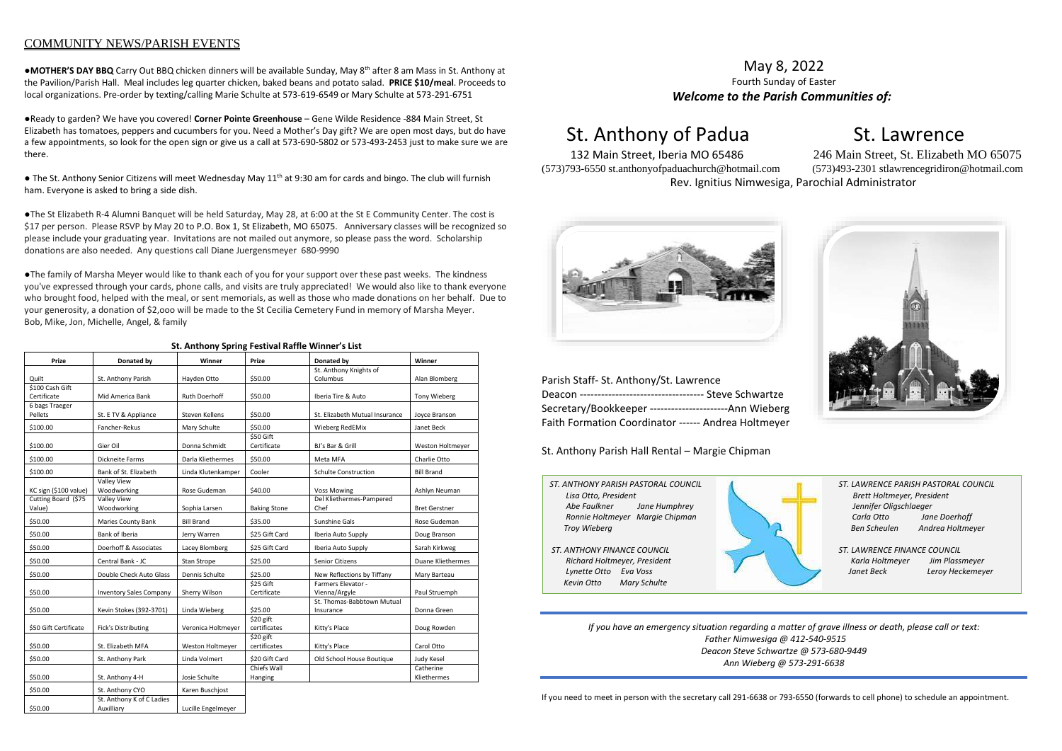## COMMUNITY NEWS/PARISH EVENTS

●**MOTHER'S DAY BBQ** Carry Out BBQ chicken dinners will be available Sunday, May 8th after 8 am Mass in St. Anthony at the Pavilion/Parish Hall. Meal includes leg quarter chicken, baked beans and potato salad. **PRICE $10/meal**. Proceeds to local organizations. Pre-order by texting/calling Marie Schulte at 573-619-6549 or Mary Schulte at 573-291-6751

●Ready to garden? We have you covered! **Corner Pointe Greenhouse** – Gene Wilde Residence -884 Main Street, St Elizabeth has tomatoes, peppers and cucumbers for you. Need a Mother's Day gift? We are open most days, but do have a few appointments, so look for the open sign or give us a call at 573-690-5802 or 573-493-2453 just to make sure we are there.

● The St. Anthony Senior Citizens will meet Wednesday May 11th at 9:30 am for cards and bingo. The club will furnish ham. Everyone is asked to bring a side dish.

●The St Elizabeth R-4 Alumni Banquet will be held Saturday, May 28, at 6:00 at the St E Community Center. The cost is $17 per person. Please RSVP by May 20 to P.O. Box 1, St Elizabeth, MO 65075. Anniversary classes will be recognized so please include your graduating year. Invitations are not mailed out anymore, so please pass the word. Scholarship donations are also needed. Any questions call Diane Juergensmeyer 680-9990

●The family of Marsha Meyer would like to thank each of you for your support over these past weeks. The kindness you've expressed through your cards, phone calls, and visits are truly appreciated! We would also like to thank everyone who brought food, helped with the meal, or sent memorials, as well as those who made donations on her behalf. Due to your generosity, a donation of $2,ooo will be made to the St Cecilia Cemetery Fund in memory of Marsha Meyer.
Bob, Mike, Jon, Michelle, Angel, & family

**St. Anthony Spring Festival Raffle Winner's List**

| Prize | Donated by | Winner | Prize | Donated by | Winner |
|---|---|---|---|---|---|
| Quilt | St. Anthony Parish | Hayden Otto | $50.00 | St. Anthony Knights of Columbus | Alan Blomberg |
| $100 Cash Gift Certificate | Mid America Bank | Ruth Doerhoff | $50.00 | Iberia Tire & Auto | Tony Wieberg |
| 6 bags Traeger Pellets | St. E TV & Appliance | Steven Kellens | $50.00 | St. Elizabeth Mutual Insurance | Joyce Branson |
| $100.00 | Fancher-Rekus | Mary Schulte | $50.00 | Wieberg RedEMix | Janet Beck |
| $100.00 | Gier Oil | Donna Schmidt | $50 Gift Certificate | BJ's Bar & Grill | Weston Holtmeyer |
| $100.00 | Dickneite Farms | Darla Kliethermes | $50.00 | Meta MFA | Charlie Otto |
| $100.00 | Bank of St. Elizabeth | Linda Klutenkamper | Cooler | Schulte Construction | Bill Brand |
| KC sign ($100 value) | Valley View Woodworking | Rose Gudeman | $40.00 | Voss Mowing | Ashlyn Neuman |
| Cutting Board ($75 Value) | Valley View Woodworking | Sophia Larsen | Baking Stone | Del Kliethermes-Pampered Chef | Bret Gerstner |
| $50.00 | Maries County Bank | Bill Brand | $35.00 | Sunshine Gals | Rose Gudeman |
| $50.00 | Bank of Iberia | Jerry Warren | $25 Gift Card | Iberia Auto Supply | Doug Branson |
| $50.00 | Doerhoff & Associates | Lacey Blomberg | $25 Gift Card | Iberia Auto Supply | Sarah Kirkweg |
| $50.00 | Central Bank - JC | Stan Strope | $25.00 | Senior Citizens | Duane Kliethermes |
| $50.00 | Double Check Auto Glass | Dennis Schulte | $25.00 | New Reflections by Tiffany | Mary Barteau |
| $50.00 | Inventory Sales Company | Sherry Wilson | $25 Gift Certificate | Farmers Elevator - Vienna/Argyle | Paul Struemph |
| $50.00 | Kevin Stokes (392-3701) | Linda Wieberg | $25.00 | St. Thomas-Babbtown Mutual Insurance | Donna Green |
| $50 Gift Certificate | Fick's Distributing | Veronica Holtmeyer | $20 gift certificates | Kitty's Place | Doug Rowden |
| $50.00 | St. Elizabeth MFA | Weston Holtmeyer | $20 gift certificates | Kitty's Place | Carol Otto |
| $50.00 | St. Anthony Park | Linda Volmert | $20 Gift Card | Old School House Boutique | Judy Kesel |
| $50.00 | St. Anthony 4-H | Josie Schulte | Chiefs Wall Hanging | | Catherine Kliethermes |
| $50.00 | St. Anthony CYO | Karen Buschjost | | | |
| $50.00 | St. Anthony K of C Ladies Auxilliary | Lucille Engelmeyer | | | |

May 8, 2022
Fourth Sunday of Easter
***Welcome to the Parish Communities of:***

# St. Anthony of Padua

132 Main Street, Iberia MO 65486
(573)793-6550 st.anthonyofpaduachurch@hotmail.com

# St. Lawrence

246 Main Street, St. Elizabeth MO 65075
(573)493-2301 stlawrencegridiron@hotmail.com

Rev. Ignitius Nimwesiga, Parochial Administrator

Parish Staff- St. Anthony/St. Lawrence
Deacon ----------------------------------- Steve Schwartze
Secretary/Bookkeeper ----------------------Ann Wieberg
Faith Formation Coordinator ------ Andrea Holtmeyer

St. Anthony Parish Hall Rental – Margie Chipman

*ST. ANTHONY PARISH PASTORAL COUNCIL*
*Lisa Otto, President*
*Abe Faulkner Jane Humphrey*
*Ronnie Holtmeyer Margie Chipman*
*Troy Wieberg*

*ST. ANTHONY FINANCE COUNCIL*
*Richard Holtmeyer, President*
*Lynette Otto Eva Voss*
*Kevin Otto Mary Schulte*

*ST. LAWRENCE PARISH PASTORAL COUNCIL*
*Brett Holtmeyer, President*
*Jennifer Oligschlaeger*
*Carla Otto Jane Doerhoff*
*Ben Scheulen Andrea Holtmeyer*

*ST. LAWRENCE FINANCE COUNCIL*
*Karla Holtmeyer Jim Plassmeyer*
*Janet Beck Leroy Heckemeyer*

*If you have an emergency situation regarding a matter of grave illness or death, please call or text:*
*Father Nimwesiga @ 412-540-9515*
*Deacon Steve Schwartze @ 573-680-9449*
*Ann Wieberg @ 573-291-6638*

If you need to meet in person with the secretary call 291-6638 or 793-6550 (forwards to cell phone) to schedule an appointment.